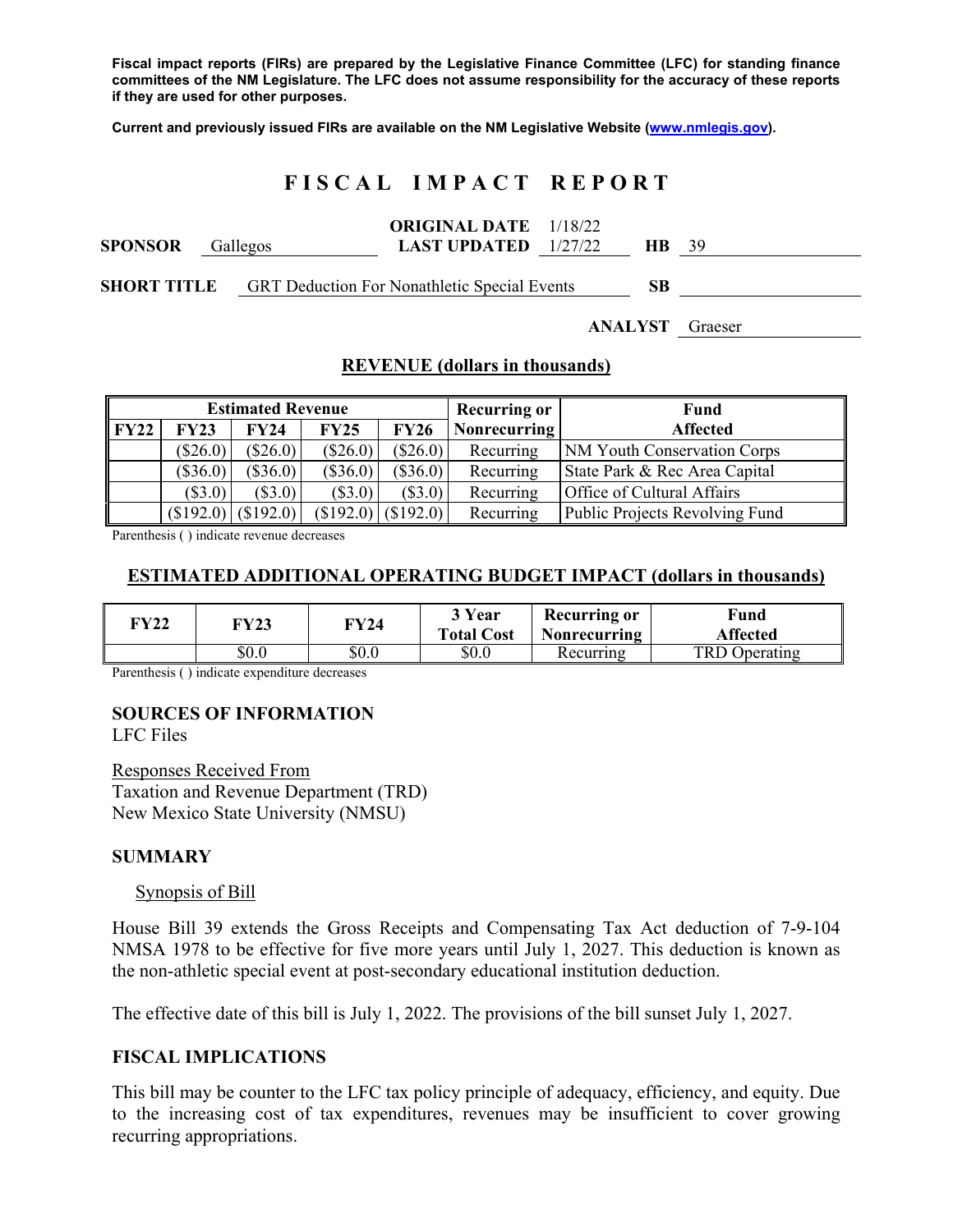**Fiscal impact reports (FIRs) are prepared by the Legislative Finance Committee (LFC) for standing finance committees of the NM Legislature. The LFC does not assume responsibility for the accuracy of these reports if they are used for other purposes.**

**Current and previously issued FIRs are available on the NM Legislative Website (www.nmlegis.gov).**

# FISCAL IMPACT REPORT

**SPONSOR** Gallegos

**ORIGINAL DATE** 1/18/22
**LAST UPDATED** 1/27/22

**HB** 39

**SHORT TITLE** GRT Deduction For Nonathletic Special Events

**SB**

**ANALYST** Graeser

## REVENUE (dollars in thousands)

| Estimated Revenue | | | | | Recurring or | Fund |
|---|---|---|---|---|---|---|
| **FY22** | **FY23** | **FY24** | **FY25** | **FY26** | **Nonrecurring** | **Affected** |
| | ($26.0) | ($26.0) | ($26.0) | ($26.0) | Recurring | NM Youth Conservation Corps |
| | ($36.0) | ($36.0) | ($36.0) | ($36.0) | Recurring | State Park & Rec Area Capital |
| | ($3.0) | ($3.0) | ($3.0) | ($3.0) | Recurring | Office of Cultural Affairs |
| | ($192.0) | ($192.0) | ($192.0) | ($192.0) | Recurring | Public Projects Revolving Fund |

Parenthesis ( ) indicate revenue decreases

## ESTIMATED ADDITIONAL OPERATING BUDGET IMPACT (dollars in thousands)

| FY22 | FY23 | FY24 | 3 Year Total Cost | Recurring or Nonrecurring | Fund Affected |
|---|---|---|---|---|---|
| | $0.0 | $0.0 | $0.0 | Recurring | TRD Operating |

Parenthesis ( ) indicate expenditure decreases

## SOURCES OF INFORMATION

LFC Files

Responses Received From
Taxation and Revenue Department (TRD)
New Mexico State University (NMSU)

## SUMMARY

Synopsis of Bill

House Bill 39 extends the Gross Receipts and Compensating Tax Act deduction of 7-9-104 NMSA 1978 to be effective for five more years until July 1, 2027. This deduction is known as the non-athletic special event at post-secondary educational institution deduction.

The effective date of this bill is July 1, 2022. The provisions of the bill sunset July 1, 2027.

## FISCAL IMPLICATIONS

This bill may be counter to the LFC tax policy principle of adequacy, efficiency, and equity. Due to the increasing cost of tax expenditures, revenues may be insufficient to cover growing recurring appropriations.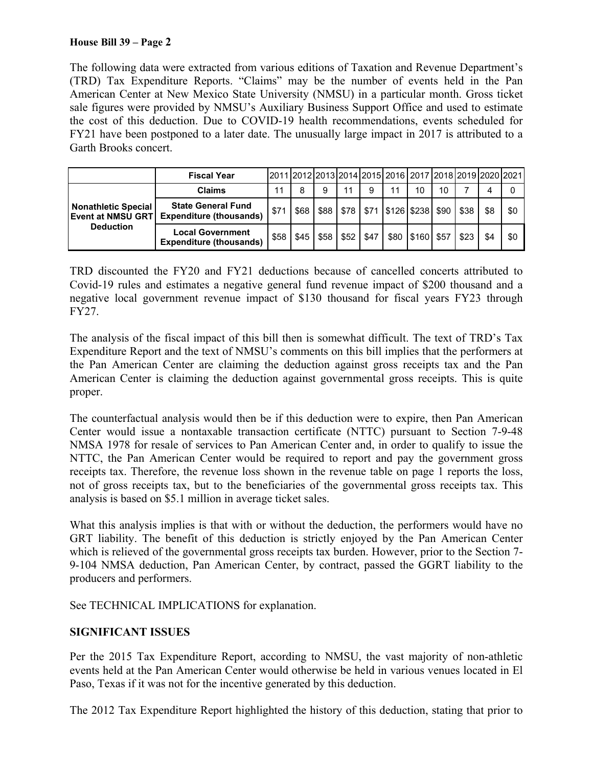**House Bill 39 – Page 2**

The following data were extracted from various editions of Taxation and Revenue Department's (TRD) Tax Expenditure Reports. "Claims" may be the number of events held in the Pan American Center at New Mexico State University (NMSU) in a particular month. Gross ticket sale figures were provided by NMSU's Auxiliary Business Support Office and used to estimate the cost of this deduction. Due to COVID-19 health recommendations, events scheduled for FY21 have been postponed to a later date. The unusually large impact in 2017 is attributed to a Garth Brooks concert.

| | Fiscal Year | 2011 | 2012 | 2013 | 2014 | 2015 | 2016 | 2017 | 2018 | 2019 | 2020 | 2021 |
|---|---|---|---|---|---|---|---|---|---|---|---|---|
| Nonathletic Special Event at NMSU GRT Deduction | Claims | 11 | 8 | 9 | 11 | 9 | 11 | 10 | 10 | 7 | 4 | 0 |
| | State General Fund Expenditure (thousands) | $71 | $68 | $88 | $78 | $71 | $126 | $238 | $90 | $38 | $8 | $0 |
| | Local Government Expenditure (thousands) | $58 | $45 | $58 | $52 | $47 | $80 | $160 | $57 | $23 | $4 | $0 |

TRD discounted the FY20 and FY21 deductions because of cancelled concerts attributed to Covid-19 rules and estimates a negative general fund revenue impact of $200 thousand and a negative local government revenue impact of $130 thousand for fiscal years FY23 through FY27.

The analysis of the fiscal impact of this bill then is somewhat difficult. The text of TRD's Tax Expenditure Report and the text of NMSU's comments on this bill implies that the performers at the Pan American Center are claiming the deduction against gross receipts tax and the Pan American Center is claiming the deduction against governmental gross receipts. This is quite proper.

The counterfactual analysis would then be if this deduction were to expire, then Pan American Center would issue a nontaxable transaction certificate (NTTC) pursuant to Section 7-9-48 NMSA 1978 for resale of services to Pan American Center and, in order to qualify to issue the NTTC, the Pan American Center would be required to report and pay the government gross receipts tax. Therefore, the revenue loss shown in the revenue table on page 1 reports the loss, not of gross receipts tax, but to the beneficiaries of the governmental gross receipts tax. This analysis is based on $5.1 million in average ticket sales.

What this analysis implies is that with or without the deduction, the performers would have no GRT liability. The benefit of this deduction is strictly enjoyed by the Pan American Center which is relieved of the governmental gross receipts tax burden. However, prior to the Section 7-9-104 NMSA deduction, Pan American Center, by contract, passed the GGRT liability to the producers and performers.

See TECHNICAL IMPLICATIONS for explanation.

**SIGNIFICANT ISSUES**

Per the 2015 Tax Expenditure Report, according to NMSU, the vast majority of non-athletic events held at the Pan American Center would otherwise be held in various venues located in El Paso, Texas if it was not for the incentive generated by this deduction.

The 2012 Tax Expenditure Report highlighted the history of this deduction, stating that prior to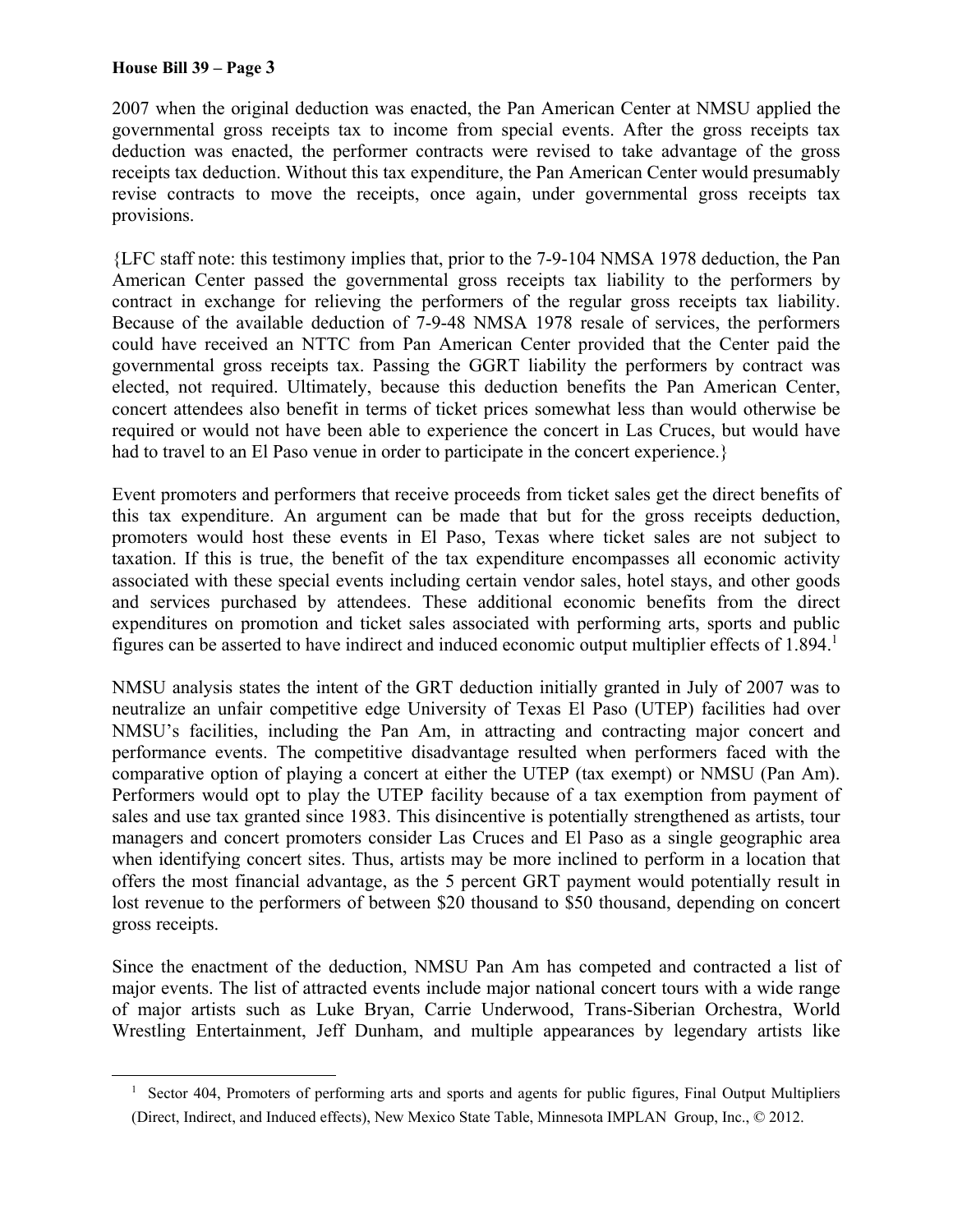2007 when the original deduction was enacted, the Pan American Center at NMSU applied the governmental gross receipts tax to income from special events. After the gross receipts tax deduction was enacted, the performer contracts were revised to take advantage of the gross receipts tax deduction. Without this tax expenditure, the Pan American Center would presumably revise contracts to move the receipts, once again, under governmental gross receipts tax provisions.

{LFC staff note: this testimony implies that, prior to the 7-9-104 NMSA 1978 deduction, the Pan American Center passed the governmental gross receipts tax liability to the performers by contract in exchange for relieving the performers of the regular gross receipts tax liability. Because of the available deduction of 7-9-48 NMSA 1978 resale of services, the performers could have received an NTTC from Pan American Center provided that the Center paid the governmental gross receipts tax. Passing the GGRT liability the performers by contract was elected, not required. Ultimately, because this deduction benefits the Pan American Center, concert attendees also benefit in terms of ticket prices somewhat less than would otherwise be required or would not have been able to experience the concert in Las Cruces, but would have had to travel to an El Paso venue in order to participate in the concert experience.}

Event promoters and performers that receive proceeds from ticket sales get the direct benefits of this tax expenditure. An argument can be made that but for the gross receipts deduction, promoters would host these events in El Paso, Texas where ticket sales are not subject to taxation. If this is true, the benefit of the tax expenditure encompasses all economic activity associated with these special events including certain vendor sales, hotel stays, and other goods and services purchased by attendees. These additional economic benefits from the direct expenditures on promotion and ticket sales associated with performing arts, sports and public figures can be asserted to have indirect and induced economic output multiplier effects of 1.894.[1]

NMSU analysis states the intent of the GRT deduction initially granted in July of 2007 was to neutralize an unfair competitive edge University of Texas El Paso (UTEP) facilities had over NMSU's facilities, including the Pan Am, in attracting and contracting major concert and performance events. The competitive disadvantage resulted when performers faced with the comparative option of playing a concert at either the UTEP (tax exempt) or NMSU (Pan Am). Performers would opt to play the UTEP facility because of a tax exemption from payment of sales and use tax granted since 1983. This disincentive is potentially strengthened as artists, tour managers and concert promoters consider Las Cruces and El Paso as a single geographic area when identifying concert sites. Thus, artists may be more inclined to perform in a location that offers the most financial advantage, as the 5 percent GRT payment would potentially result in lost revenue to the performers of between $20 thousand to $50 thousand, depending on concert gross receipts.

Since the enactment of the deduction, NMSU Pan Am has competed and contracted a list of major events. The list of attracted events include major national concert tours with a wide range of major artists such as Luke Bryan, Carrie Underwood, Trans-Siberian Orchestra, World Wrestling Entertainment, Jeff Dunham, and multiple appearances by legendary artists like

---

[1] Sector 404, Promoters of performing arts and sports and agents for public figures, Final Output Multipliers (Direct, Indirect, and Induced effects), New Mexico State Table, Minnesota IMPLAN Group, Inc., © 2012.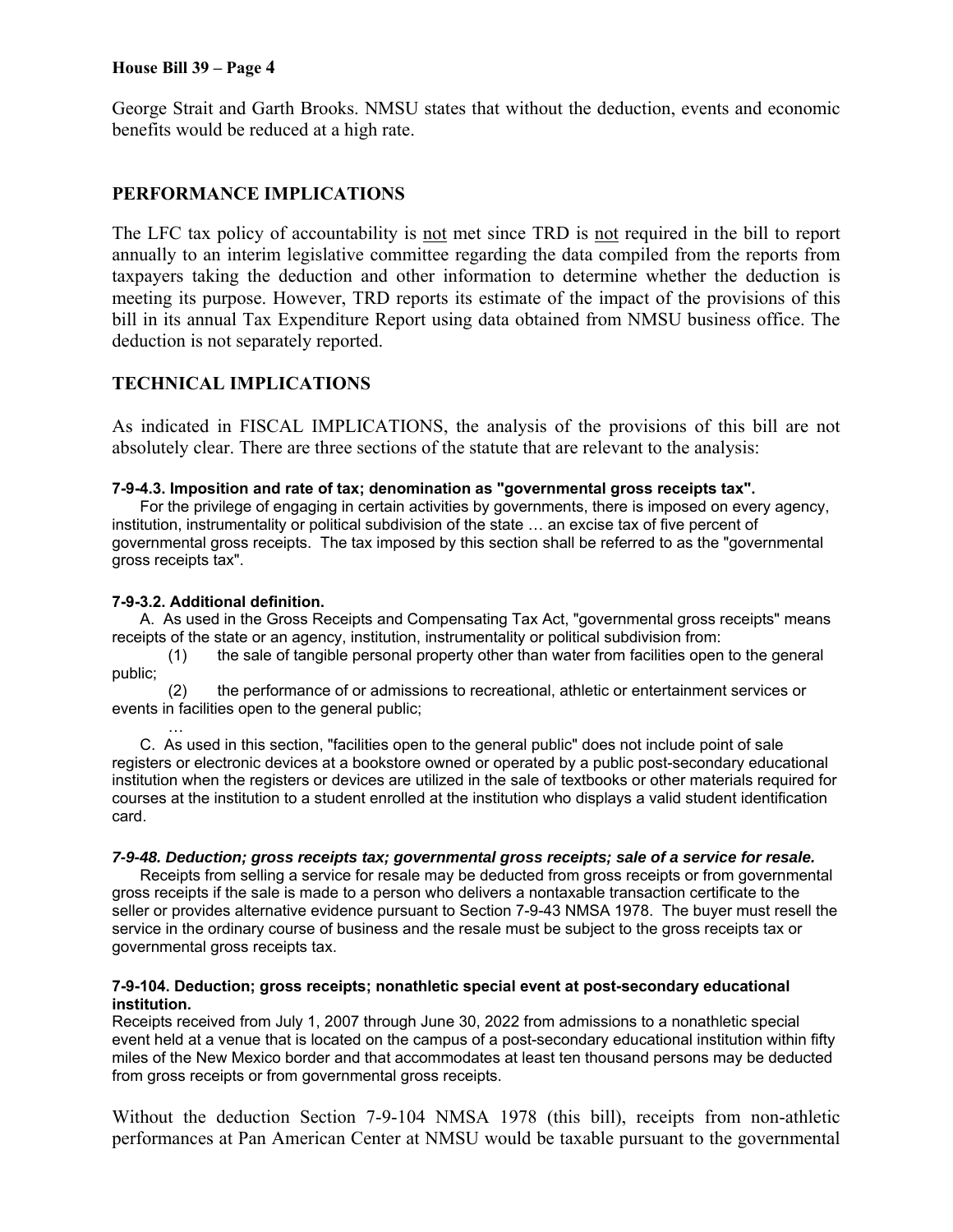George Strait and Garth Brooks. NMSU states that without the deduction, events and economic benefits would be reduced at a high rate.

## PERFORMANCE IMPLICATIONS

The LFC tax policy of accountability is not met since TRD is not required in the bill to report annually to an interim legislative committee regarding the data compiled from the reports from taxpayers taking the deduction and other information to determine whether the deduction is meeting its purpose. However, TRD reports its estimate of the impact of the provisions of this bill in its annual Tax Expenditure Report using data obtained from NMSU business office. The deduction is not separately reported.

## TECHNICAL IMPLICATIONS

As indicated in FISCAL IMPLICATIONS, the analysis of the provisions of this bill are not absolutely clear. There are three sections of the statute that are relevant to the analysis:

**7-9-4.3. Imposition and rate of tax; denomination as "governmental gross receipts tax".**

For the privilege of engaging in certain activities by governments, there is imposed on every agency, institution, instrumentality or political subdivision of the state … an excise tax of five percent of governmental gross receipts. The tax imposed by this section shall be referred to as the "governmental gross receipts tax".

**7-9-3.2. Additional definition.**

A. As used in the Gross Receipts and Compensating Tax Act, "governmental gross receipts" means receipts of the state or an agency, institution, instrumentality or political subdivision from:

(1) the sale of tangible personal property other than water from facilities open to the general public;

(2) the performance of or admissions to recreational, athletic or entertainment services or events in facilities open to the general public;

…

C. As used in this section, "facilities open to the general public" does not include point of sale registers or electronic devices at a bookstore owned or operated by a public post-secondary educational institution when the registers or devices are utilized in the sale of textbooks or other materials required for courses at the institution to a student enrolled at the institution who displays a valid student identification card.

***7-9-48. Deduction; gross receipts tax; governmental gross receipts; sale of a service for resale.***

Receipts from selling a service for resale may be deducted from gross receipts or from governmental gross receipts if the sale is made to a person who delivers a nontaxable transaction certificate to the seller or provides alternative evidence pursuant to Section 7-9-43 NMSA 1978. The buyer must resell the service in the ordinary course of business and the resale must be subject to the gross receipts tax or governmental gross receipts tax.

**7-9-104. Deduction; gross receipts; nonathletic special event at post-secondary educational institution.**

Receipts received from July 1, 2007 through June 30, 2022 from admissions to a nonathletic special event held at a venue that is located on the campus of a post-secondary educational institution within fifty miles of the New Mexico border and that accommodates at least ten thousand persons may be deducted from gross receipts or from governmental gross receipts.

Without the deduction Section 7-9-104 NMSA 1978 (this bill), receipts from non-athletic performances at Pan American Center at NMSU would be taxable pursuant to the governmental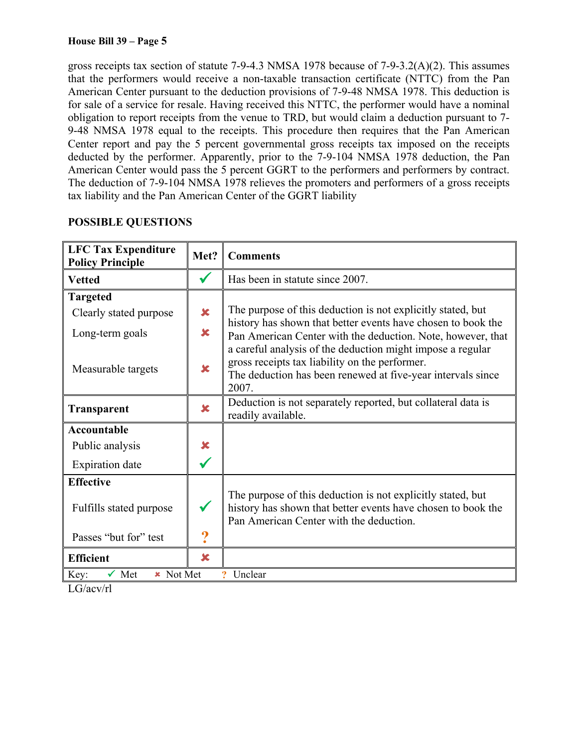gross receipts tax section of statute 7-9-4.3 NMSA 1978 because of 7-9-3.2(A)(2). This assumes that the performers would receive a non-taxable transaction certificate (NTTC) from the Pan American Center pursuant to the deduction provisions of 7-9-48 NMSA 1978. This deduction is for sale of a service for resale. Having received this NTTC, the performer would have a nominal obligation to report receipts from the venue to TRD, but would claim a deduction pursuant to 7-9-48 NMSA 1978 equal to the receipts. This procedure then requires that the Pan American Center report and pay the 5 percent governmental gross receipts tax imposed on the receipts deducted by the performer. Apparently, prior to the 7-9-104 NMSA 1978 deduction, the Pan American Center would pass the 5 percent GGRT to the performers and performers by contract. The deduction of 7-9-104 NMSA 1978 relieves the promoters and performers of a gross receipts tax liability and the Pan American Center of the GGRT liability

**POSSIBLE QUESTIONS**

| LFC Tax Expenditure Policy Principle | Met? | Comments |
|---|---|---|
| **Vetted** | ✓ | Has been in statute since 2007. |
| **Targeted** | | The purpose of this deduction is not explicitly stated, but history has shown that better events have chosen to book the Pan American Center with the deduction. Note, however, that a careful analysis of the deduction might impose a regular gross receipts tax liability on the performer. The deduction has been renewed at five-year intervals since 2007. |
| Clearly stated purpose | ✗ | |
| Long-term goals | ✗ | |
| Measurable targets | ✗ | |
| **Transparent** | ✗ | Deduction is not separately reported, but collateral data is readily available. |
| **Accountable** | | |
| Public analysis | ✗ | |
| Expiration date | ✓ | |
| **Effective** | | The purpose of this deduction is not explicitly stated, but history has shown that better events have chosen to book the Pan American Center with the deduction. |
| Fulfills stated purpose | ✓ | |
| Passes "but for" test | ? | |
| **Efficient** | ✗ | |

Key: ✓ Met ✗ Not Met ? Unclear

LG/acv/rl